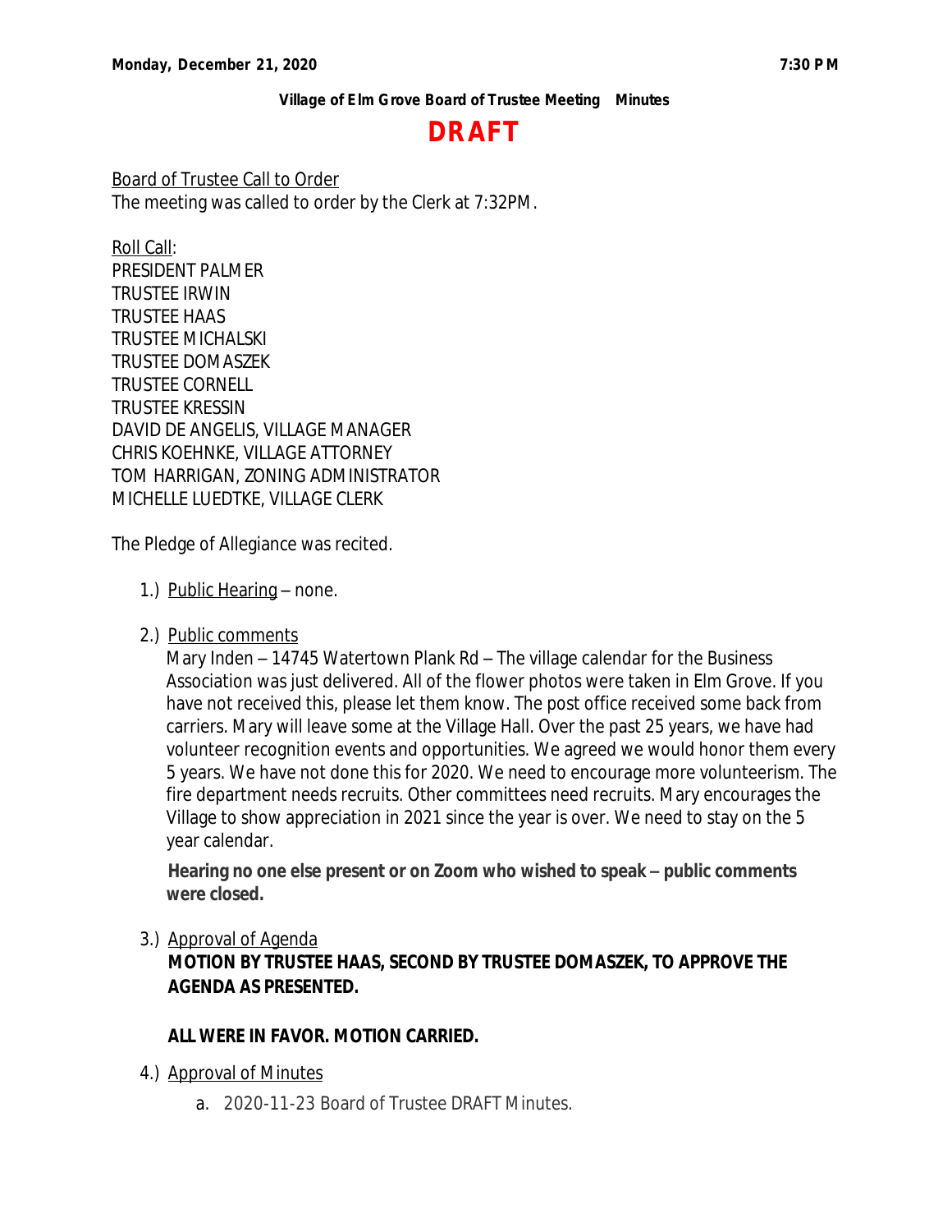**Monday, December 21, 2020** **7:30 PM**

**Village of Elm Grove Board of Trustee Meeting Minutes**

# DRAFT

Board of Trustee Call to Order

The meeting was called to order by the Clerk at 7:32PM.

Roll Call:

PRESIDENT PALMER
TRUSTEE IRWIN
TRUSTEE HAAS
TRUSTEE MICHALSKI
TRUSTEE DOMASZEK
TRUSTEE CORNELL
TRUSTEE KRESSIN
DAVID DE ANGELIS, VILLAGE MANAGER
CHRIS KOEHNKE, VILLAGE ATTORNEY
TOM HARRIGAN, ZONING ADMINISTRATOR
MICHELLE LUEDTKE, VILLAGE CLERK

The Pledge of Allegiance was recited.

1.) Public Hearing – none.

2.) Public comments

Mary Inden – 14745 Watertown Plank Rd – The village calendar for the Business Association was just delivered. All of the flower photos were taken in Elm Grove. If you have not received this, please let them know. The post office received some back from carriers. Mary will leave some at the Village Hall. Over the past 25 years, we have had volunteer recognition events and opportunities. We agreed we would honor them every 5 years. We have not done this for 2020. We need to encourage more volunteerism. The fire department needs recruits. Other committees need recruits. Mary encourages the Village to show appreciation in 2021 since the year is over. We need to stay on the 5 year calendar.

**Hearing no one else present or on Zoom who wished to speak – public comments were closed.**

3.) Approval of Agenda

**MOTION BY TRUSTEE HAAS, SECOND BY TRUSTEE DOMASZEK, TO APPROVE THE AGENDA AS PRESENTED.**

**ALL WERE IN FAVOR. MOTION CARRIED.**

4.) Approval of Minutes

a. 2020-11-23 Board of Trustee DRAFT Minutes.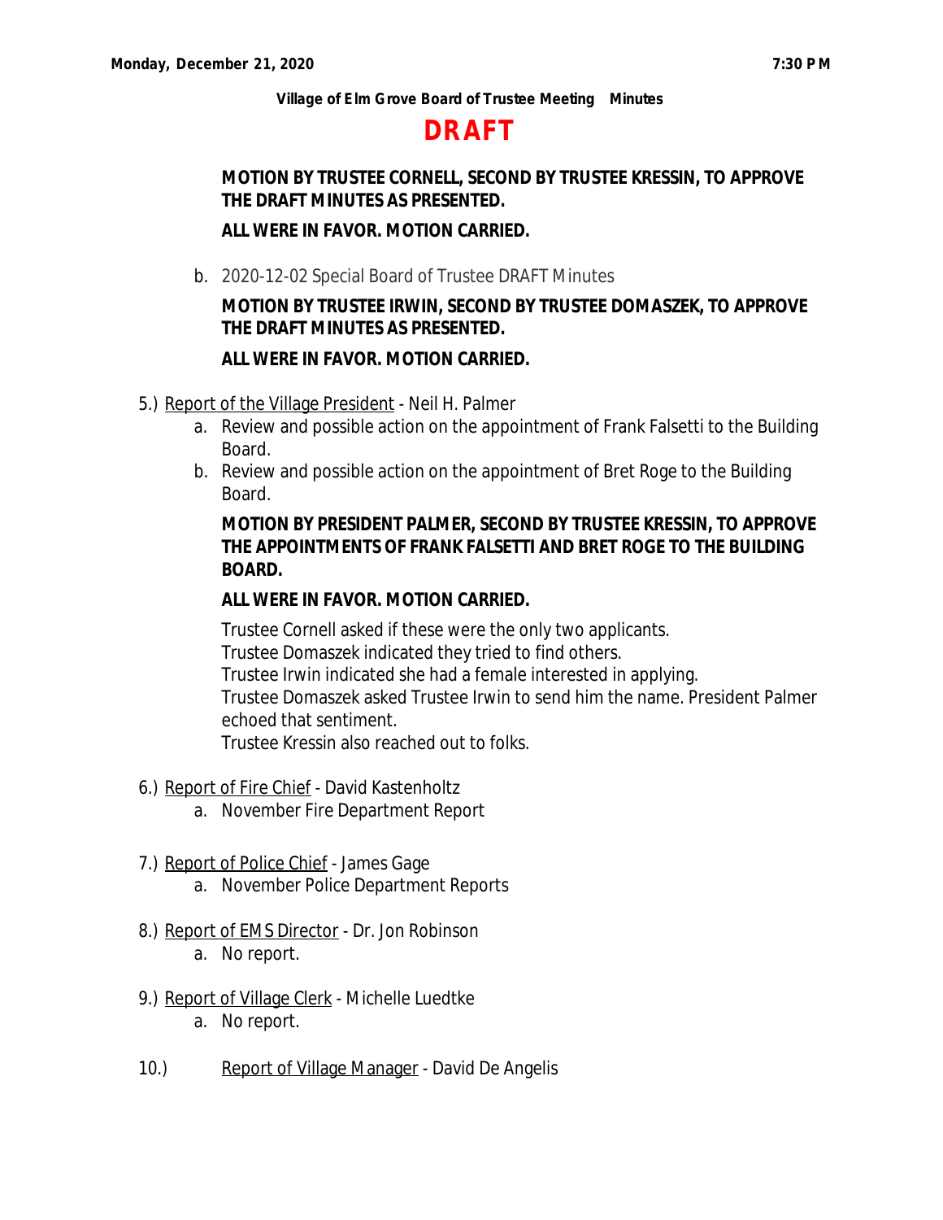**MOTION BY TRUSTEE CORNELL, SECOND BY TRUSTEE KRESSIN, TO APPROVE THE DRAFT MINUTES AS PRESENTED.**

**ALL WERE IN FAVOR. MOTION CARRIED.**

b. 2020-12-02 Special Board of Trustee DRAFT Minutes

**MOTION BY TRUSTEE IRWIN, SECOND BY TRUSTEE DOMASZEK, TO APPROVE THE DRAFT MINUTES AS PRESENTED.**

**ALL WERE IN FAVOR. MOTION CARRIED.**

5.) Report of the Village President - Neil H. Palmer

a. Review and possible action on the appointment of Frank Falsetti to the Building Board.

b. Review and possible action on the appointment of Bret Roge to the Building Board.

**MOTION BY PRESIDENT PALMER, SECOND BY TRUSTEE KRESSIN, TO APPROVE THE APPOINTMENTS OF FRANK FALSETTI AND BRET ROGE TO THE BUILDING BOARD.**

**ALL WERE IN FAVOR. MOTION CARRIED.**

Trustee Cornell asked if these were the only two applicants.
Trustee Domaszek indicated they tried to find others.
Trustee Irwin indicated she had a female interested in applying.
Trustee Domaszek asked Trustee Irwin to send him the name. President Palmer echoed that sentiment.
Trustee Kressin also reached out to folks.

6.) Report of Fire Chief - David Kastenholtz

a. November Fire Department Report

7.) Report of Police Chief - James Gage

a. November Police Department Reports

8.) Report of EMS Director - Dr. Jon Robinson

a. No report.

9.) Report of Village Clerk - Michelle Luedtke

a. No report.

10.) Report of Village Manager - David De Angelis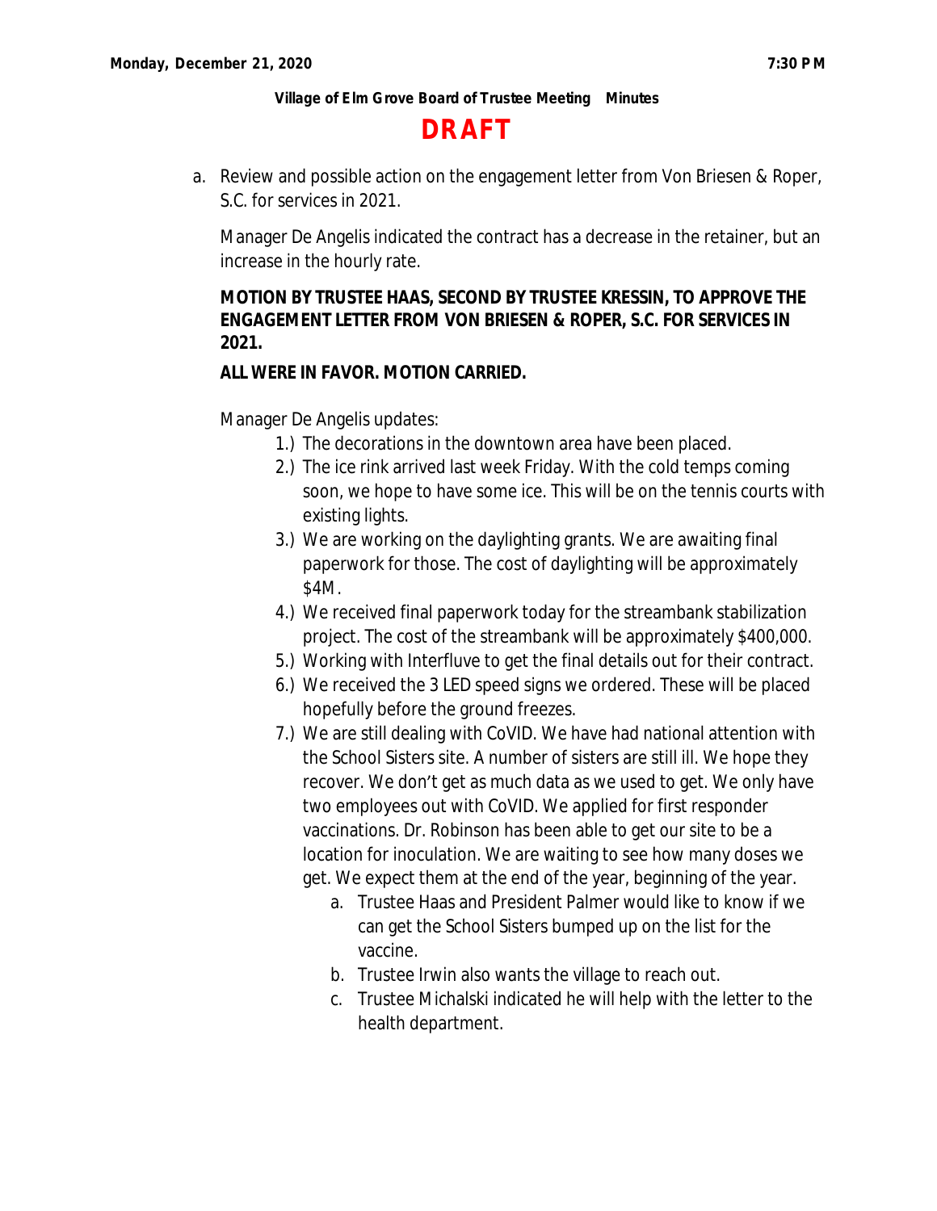**DRAFT**

a. Review and possible action on the engagement letter from Von Briesen & Roper, S.C. for services in 2021.

   Manager De Angelis indicated the contract has a decrease in the retainer, but an increase in the hourly rate.

   **MOTION BY TRUSTEE HAAS, SECOND BY TRUSTEE KRESSIN, TO APPROVE THE ENGAGEMENT LETTER FROM VON BRIESEN & ROPER, S.C. FOR SERVICES IN 2021.**

   **ALL WERE IN FAVOR. MOTION CARRIED.**

   Manager De Angelis updates:

   1.) The decorations in the downtown area have been placed.
   2.) The ice rink arrived last week Friday. With the cold temps coming soon, we hope to have some ice. This will be on the tennis courts with existing lights.
   3.) We are working on the daylighting grants. We are awaiting final paperwork for those. The cost of daylighting will be approximately $4M.
   4.) We received final paperwork today for the streambank stabilization project. The cost of the streambank will be approximately $400,000.
   5.) Working with Interfluve to get the final details out for their contract.
   6.) We received the 3 LED speed signs we ordered. These will be placed hopefully before the ground freezes.
   7.) We are still dealing with CoVID. We have had national attention with the School Sisters site. A number of sisters are still ill. We hope they recover. We don't get as much data as we used to get. We only have two employees out with CoVID. We applied for first responder vaccinations. Dr. Robinson has been able to get our site to be a location for inoculation. We are waiting to see how many doses we get. We expect them at the end of the year, beginning of the year.
      a. Trustee Haas and President Palmer would like to know if we can get the School Sisters bumped up on the list for the vaccine.
      b. Trustee Irwin also wants the village to reach out.
      c. Trustee Michalski indicated he will help with the letter to the health department.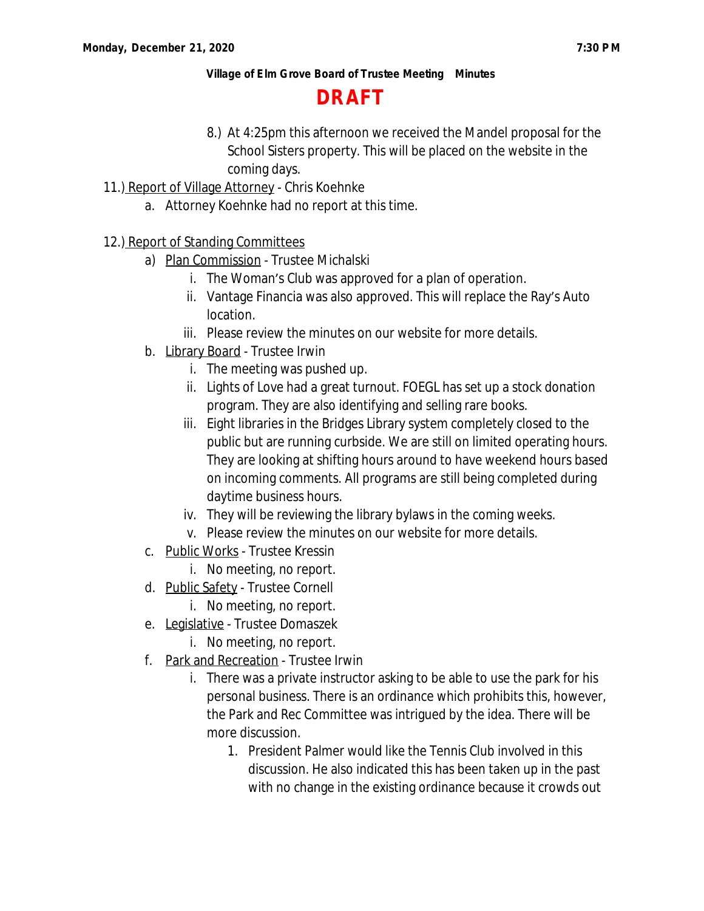Village of Elm Grove Board of Trustee Meeting Minutes

# DRAFT

8.) At 4:25pm this afternoon we received the Mandel proposal for the School Sisters property. This will be placed on the website in the coming days.

11.) Report of Village Attorney - Chris Koehnke

a. Attorney Koehnke had no report at this time.

12.) Report of Standing Committees

a) Plan Commission - Trustee Michalski
   i. The Woman's Club was approved for a plan of operation.
   ii. Vantage Financia was also approved. This will replace the Ray's Auto location.
   iii. Please review the minutes on our website for more details.

b. Library Board - Trustee Irwin
   i. The meeting was pushed up.
   ii. Lights of Love had a great turnout. FOEGL has set up a stock donation program. They are also identifying and selling rare books.
   iii. Eight libraries in the Bridges Library system completely closed to the public but are running curbside. We are still on limited operating hours. They are looking at shifting hours around to have weekend hours based on incoming comments. All programs are still being completed during daytime business hours.
   iv. They will be reviewing the library bylaws in the coming weeks.
   v. Please review the minutes on our website for more details.

c. Public Works - Trustee Kressin
   i. No meeting, no report.

d. Public Safety - Trustee Cornell
   i. No meeting, no report.

e. Legislative - Trustee Domaszek
   i. No meeting, no report.

f. Park and Recreation - Trustee Irwin
   i. There was a private instructor asking to be able to use the park for his personal business. There is an ordinance which prohibits this, however, the Park and Rec Committee was intrigued by the idea. There will be more discussion.
      1. President Palmer would like the Tennis Club involved in this discussion. He also indicated this has been taken up in the past with no change in the existing ordinance because it crowds out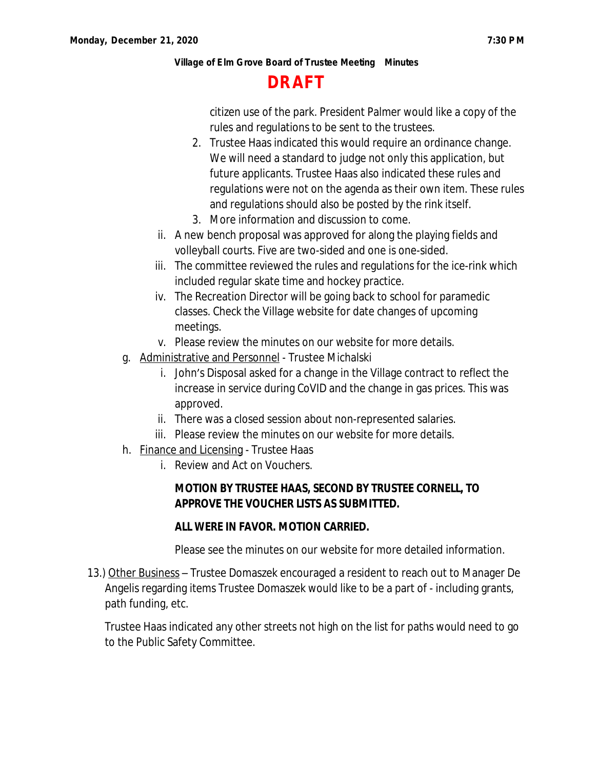**DRAFT**

citizen use of the park. President Palmer would like a copy of the rules and regulations to be sent to the trustees.

2. Trustee Haas indicated this would require an ordinance change. We will need a standard to judge not only this application, but future applicants. Trustee Haas also indicated these rules and regulations were not on the agenda as their own item. These rules and regulations should also be posted by the rink itself.
3. More information and discussion to come.

ii. A new bench proposal was approved for along the playing fields and volleyball courts. Five are two-sided and one is one-sided.

iii. The committee reviewed the rules and regulations for the ice-rink which included regular skate time and hockey practice.

iv. The Recreation Director will be going back to school for paramedic classes. Check the Village website for date changes of upcoming meetings.

v. Please review the minutes on our website for more details.

g. Administrative and Personnel - Trustee Michalski

i. John's Disposal asked for a change in the Village contract to reflect the increase in service during CoVID and the change in gas prices. This was approved.

ii. There was a closed session about non-represented salaries.

iii. Please review the minutes on our website for more details.

h. Finance and Licensing - Trustee Haas

i. Review and Act on Vouchers.

**MOTION BY TRUSTEE HAAS, SECOND BY TRUSTEE CORNELL, TO APPROVE THE VOUCHER LISTS AS SUBMITTED.**

**ALL WERE IN FAVOR. MOTION CARRIED.**

Please see the minutes on our website for more detailed information.

13.) Other Business – Trustee Domaszek encouraged a resident to reach out to Manager De Angelis regarding items Trustee Domaszek would like to be a part of - including grants, path funding, etc.

Trustee Haas indicated any other streets not high on the list for paths would need to go to the Public Safety Committee.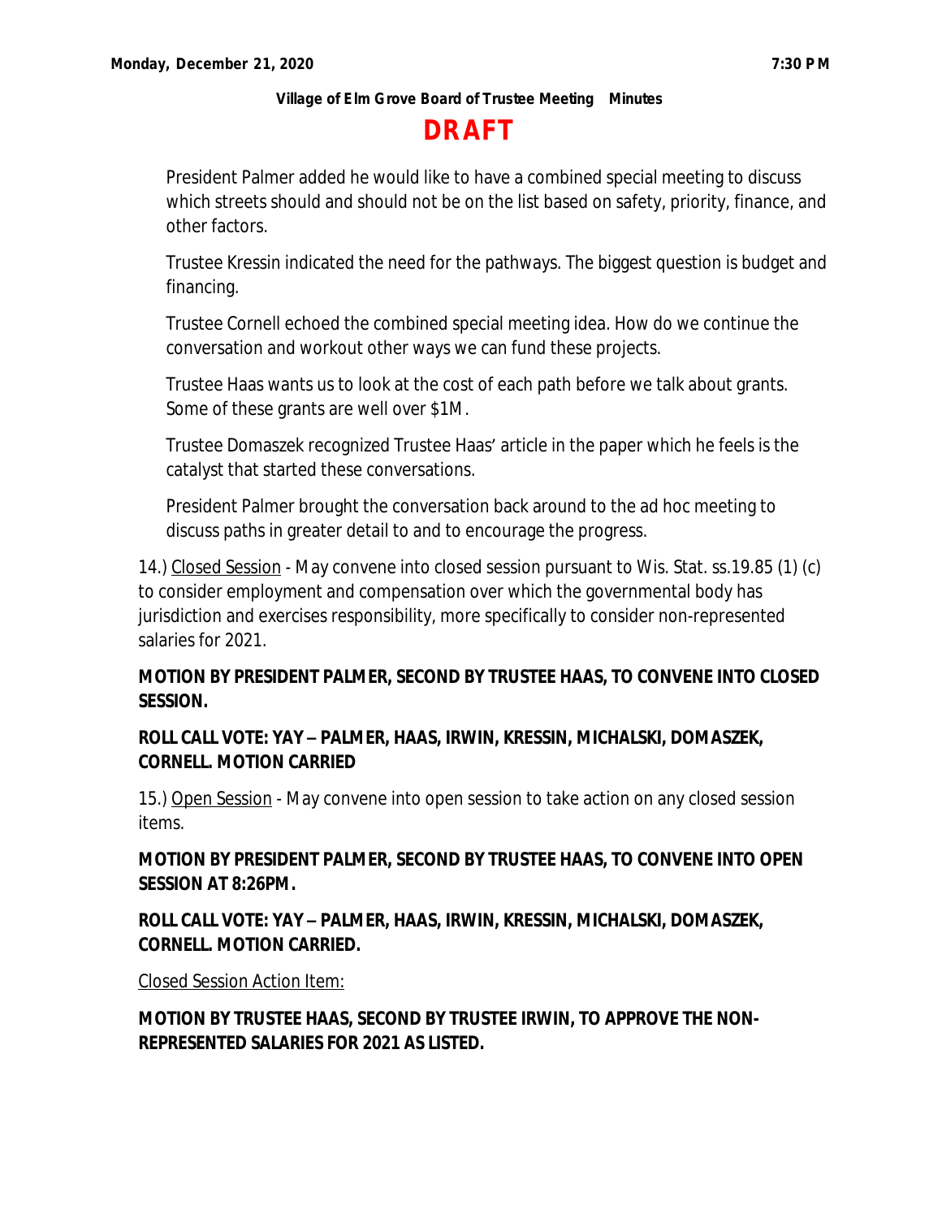President Palmer added he would like to have a combined special meeting to discuss which streets should and should not be on the list based on safety, priority, finance, and other factors.

Trustee Kressin indicated the need for the pathways. The biggest question is budget and financing.

Trustee Cornell echoed the combined special meeting idea. How do we continue the conversation and workout other ways we can fund these projects.

Trustee Haas wants us to look at the cost of each path before we talk about grants. Some of these grants are well over $1M.

Trustee Domaszek recognized Trustee Haas' article in the paper which he feels is the catalyst that started these conversations.

President Palmer brought the conversation back around to the ad hoc meeting to discuss paths in greater detail to and to encourage the progress.

14.) Closed Session - May convene into closed session pursuant to Wis. Stat. ss.19.85 (1) (c) to consider employment and compensation over which the governmental body has jurisdiction and exercises responsibility, more specifically to consider non-represented salaries for 2021.

**MOTION BY PRESIDENT PALMER, SECOND BY TRUSTEE HAAS, TO CONVENE INTO CLOSED SESSION.**

**ROLL CALL VOTE: YAY – PALMER, HAAS, IRWIN, KRESSIN, MICHALSKI, DOMASZEK, CORNELL. MOTION CARRIED**

15.) Open Session - May convene into open session to take action on any closed session items.

**MOTION BY PRESIDENT PALMER, SECOND BY TRUSTEE HAAS, TO CONVENE INTO OPEN SESSION AT 8:26PM.**

**ROLL CALL VOTE: YAY – PALMER, HAAS, IRWIN, KRESSIN, MICHALSKI, DOMASZEK, CORNELL. MOTION CARRIED.**

Closed Session Action Item:

**MOTION BY TRUSTEE HAAS, SECOND BY TRUSTEE IRWIN, TO APPROVE THE NON-REPRESENTED SALARIES FOR 2021 AS LISTED.**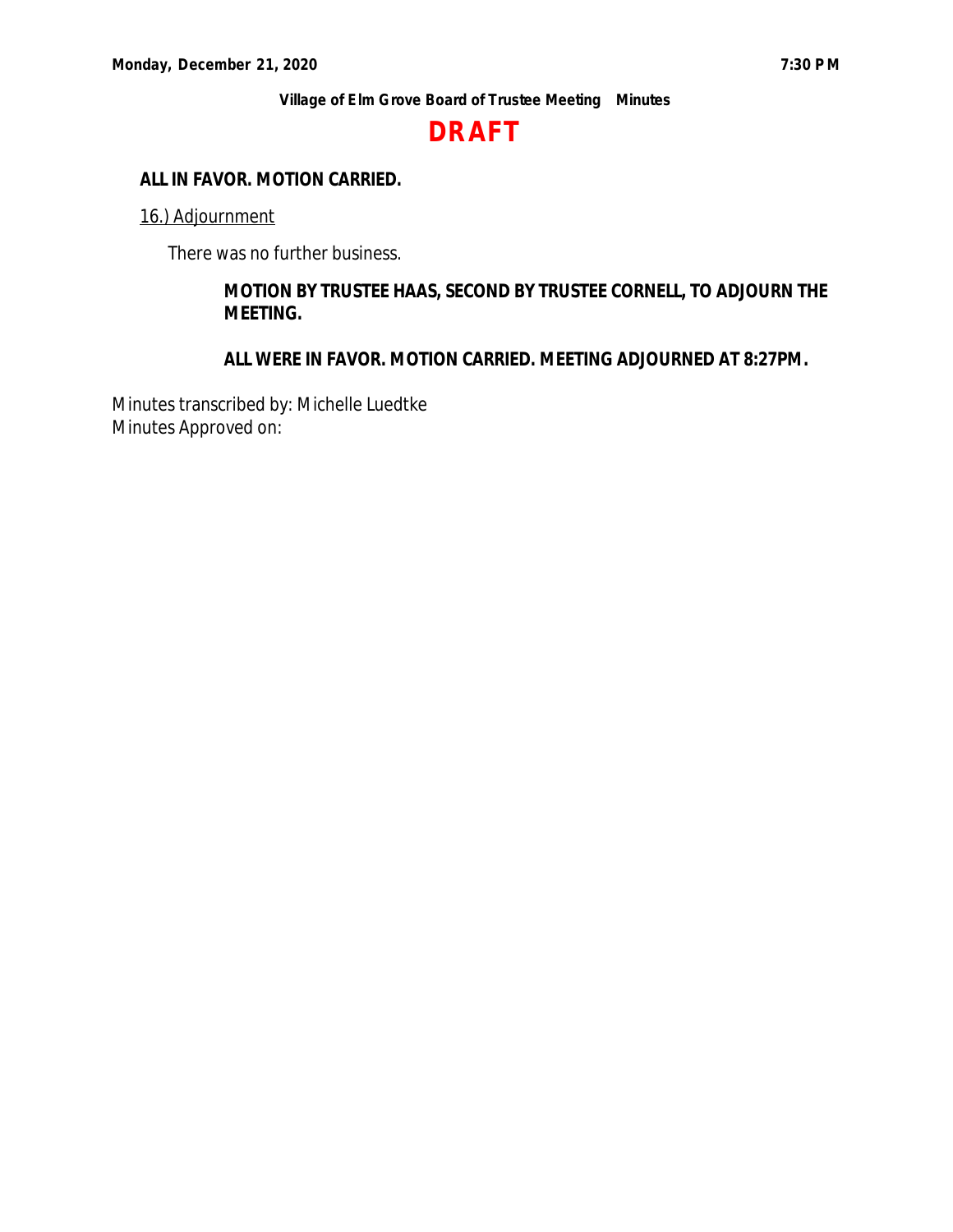**ALL IN FAVOR. MOTION CARRIED.**

16.) Adjournment

There was no further business.

**MOTION BY TRUSTEE HAAS, SECOND BY TRUSTEE CORNELL, TO ADJOURN THE MEETING.**

**ALL WERE IN FAVOR. MOTION CARRIED. MEETING ADJOURNED AT 8:27PM.**

Minutes transcribed by: Michelle Luedtke
Minutes Approved on: